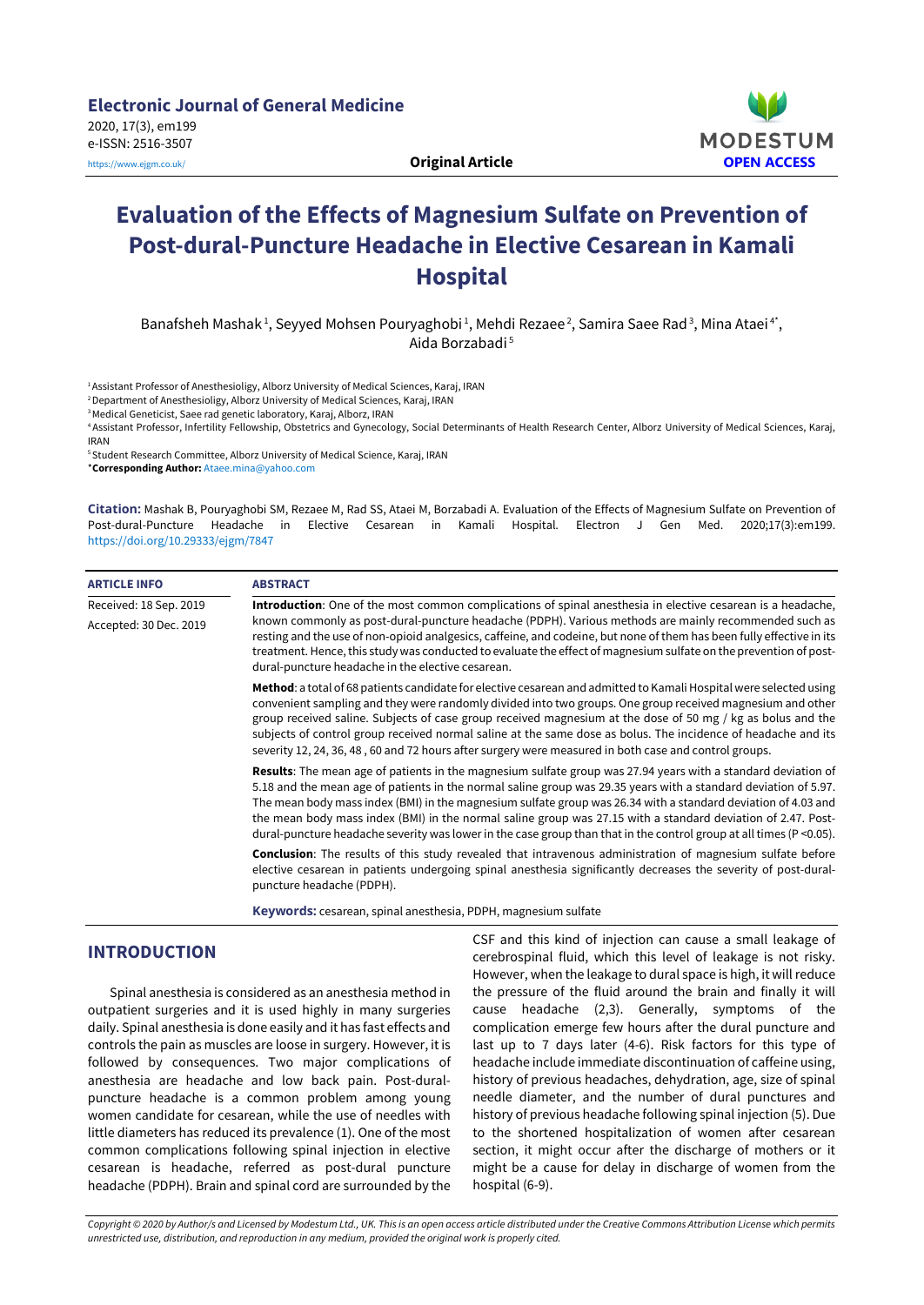**Electronic Journal of General Medicine**
2020, 17(3), em199
e-ISSN: 2516-3507
https://www.ejgm.co.uk/

**Original Article**

MODESTUM **OPEN ACCESS**

# Evaluation of the Effects of Magnesium Sulfate on Prevention of Post-dural-Puncture Headache in Elective Cesarean in Kamali Hospital

Banafsheh Mashak [1], Seyyed Mohsen Pouryaghobi [1], Mehdi Rezaee [2], Samira Saee Rad [3], Mina Ataei [4*], Aida Borzabadi [5]

[1] Assistant Professor of Anesthesioligy, Alborz University of Medical Sciences, Karaj, IRAN
[2] Department of Anesthesioligy, Alborz University of Medical Sciences, Karaj, IRAN
[3] Medical Geneticist, Saee rad genetic laboratory, Karaj, Alborz, IRAN
[4] Assistant Professor, Infertility Fellowship, Obstetrics and Gynecology, Social Determinants of Health Research Center, Alborz University of Medical Sciences, Karaj, IRAN
[5] Student Research Committee, Alborz University of Medical Science, Karaj, IRAN
*__Corresponding Author:__ Ataee.mina@yahoo.com

**Citation:** Mashak B, Pouryaghobi SM, Rezaee M, Rad SS, Ataei M, Borzabadi A. Evaluation of the Effects of Magnesium Sulfate on Prevention of Post-dural-Puncture Headache in Elective Cesarean in Kamali Hospital. Electron J Gen Med. 2020;17(3):em199. https://doi.org/10.29333/ejgm/7847

**ARTICLE INFO**

Received: 18 Sep. 2019
Accepted: 30 Dec. 2019

**ABSTRACT**

**Introduction**: One of the most common complications of spinal anesthesia in elective cesarean is a headache, known commonly as post-dural-puncture headache (PDPH). Various methods are mainly recommended such as resting and the use of non-opioid analgesics, caffeine, and codeine, but none of them has been fully effective in its treatment. Hence, this study was conducted to evaluate the effect of magnesium sulfate on the prevention of post-dural-puncture headache in the elective cesarean.

**Method**: a total of 68 patients candidate for elective cesarean and admitted to Kamali Hospital were selected using convenient sampling and they were randomly divided into two groups. One group received magnesium and other group received saline. Subjects of case group received magnesium at the dose of 50 mg / kg as bolus and the subjects of control group received normal saline at the same dose as bolus. The incidence of headache and its severity 12, 24, 36, 48 , 60 and 72 hours after surgery were measured in both case and control groups.

**Results**: The mean age of patients in the magnesium sulfate group was 27.94 years with a standard deviation of 5.18 and the mean age of patients in the normal saline group was 29.35 years with a standard deviation of 5.97. The mean body mass index (BMI) in the magnesium sulfate group was 26.34 with a standard deviation of 4.03 and the mean body mass index (BMI) in the normal saline group was 27.15 with a standard deviation of 2.47. Post-dural-puncture headache severity was lower in the case group than that in the control group at all times ($P < 0.05$).

**Conclusion**: The results of this study revealed that intravenous administration of magnesium sulfate before elective cesarean in patients undergoing spinal anesthesia significantly decreases the severity of post-dural-puncture headache (PDPH).

**Keywords:** cesarean, spinal anesthesia, PDPH, magnesium sulfate

## INTRODUCTION

Spinal anesthesia is considered as an anesthesia method in outpatient surgeries and it is used highly in many surgeries daily. Spinal anesthesia is done easily and it has fast effects and controls the pain as muscles are loose in surgery. However, it is followed by consequences. Two major complications of anesthesia are headache and low back pain. Post-dural-puncture headache is a common problem among young women candidate for cesarean, while the use of needles with little diameters has reduced its prevalence (1). One of the most common complications following spinal injection in elective cesarean is headache, referred as post-dural puncture headache (PDPH). Brain and spinal cord are surrounded by the CSF and this kind of injection can cause a small leakage of cerebrospinal fluid, which this level of leakage is not risky. However, when the leakage to dural space is high, it will reduce the pressure of the fluid around the brain and finally it will cause headache (2,3). Generally, symptoms of the complication emerge few hours after the dural puncture and last up to 7 days later (4-6). Risk factors for this type of headache include immediate discontinuation of caffeine using, history of previous headaches, dehydration, age, size of spinal needle diameter, and the number of dural punctures and history of previous headache following spinal injection (5). Due to the shortened hospitalization of women after cesarean section, it might occur after the discharge of mothers or it might be a cause for delay in discharge of women from the hospital (6-9).

*Copyright © 2020 by Author/s and Licensed by Modestum Ltd., UK. This is an open access article distributed under the Creative Commons Attribution License which permits unrestricted use, distribution, and reproduction in any medium, provided the original work is properly cited.*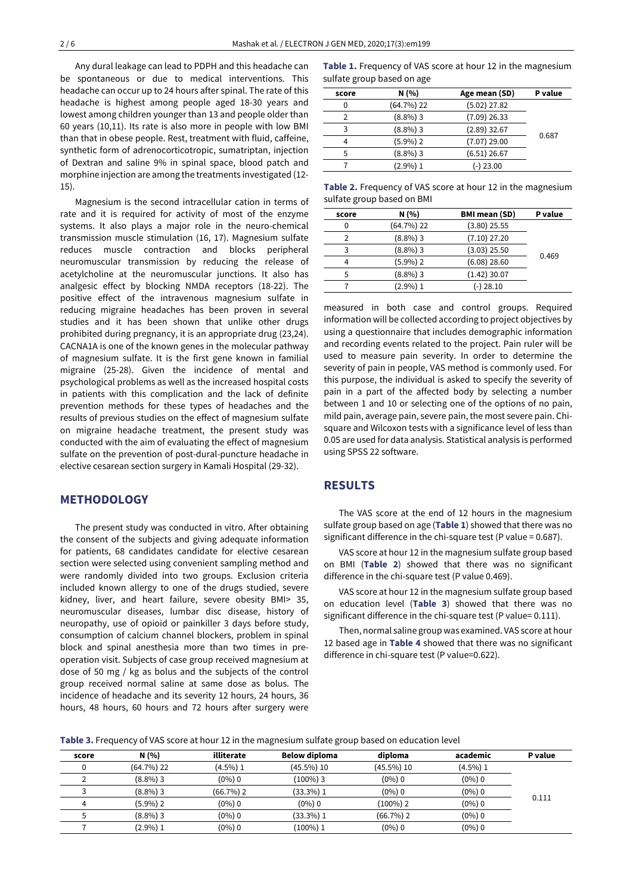Any dural leakage can lead to PDPH and this headache can be spontaneous or due to medical interventions. This headache can occur up to 24 hours after spinal. The rate of this headache is highest among people aged 18-30 years and lowest among children younger than 13 and people older than 60 years (10,11). Its rate is also more in people with low BMI than that in obese people. Rest, treatment with fluid, caffeine, synthetic form of adrenocorticotropic, sumatriptan, injection of Dextran and saline 9% in spinal space, blood patch and morphine injection are among the treatments investigated (12-15).

Magnesium is the second intracellular cation in terms of rate and it is required for activity of most of the enzyme systems. It also plays a major role in the neuro-chemical transmission muscle stimulation (16, 17). Magnesium sulfate reduces muscle contraction and blocks peripheral neuromuscular transmission by reducing the release of acetylcholine at the neuromuscular junctions. It also has analgesic effect by blocking NMDA receptors (18-22). The positive effect of the intravenous magnesium sulfate in reducing migraine headaches has been proven in several studies and it has been shown that unlike other drugs prohibited during pregnancy, it is an appropriate drug (23,24). CACNA1A is one of the known genes in the molecular pathway of magnesium sulfate. It is the first gene known in familial migraine (25-28). Given the incidence of mental and psychological problems as well as the increased hospital costs in patients with this complication and the lack of definite prevention methods for these types of headaches and the results of previous studies on the effect of magnesium sulfate on migraine headache treatment, the present study was conducted with the aim of evaluating the effect of magnesium sulfate on the prevention of post-dural-puncture headache in elective cesarean section surgery in Kamali Hospital (29-32).

## METHODOLOGY

The present study was conducted in vitro. After obtaining the consent of the subjects and giving adequate information for patients, 68 candidates candidate for elective cesarean section were selected using convenient sampling method and were randomly divided into two groups. Exclusion criteria included known allergy to one of the drugs studied, severe kidney, liver, and heart failure, severe obesity BMI> 35, neuromuscular diseases, lumbar disc disease, history of neuropathy, use of opioid or painkiller 3 days before study, consumption of calcium channel blockers, problem in spinal block and spinal anesthesia more than two times in pre-operation visit. Subjects of case group received magnesium at dose of 50 mg / kg as bolus and the subjects of the control group received normal saline at same dose as bolus. The incidence of headache and its severity 12 hours, 24 hours, 36 hours, 48 hours, 60 hours and 72 hours after surgery were measured in both case and control groups. Required information will be collected according to project objectives by using a questionnaire that includes demographic information and recording events related to the project. Pain ruler will be used to measure pain severity. In order to determine the severity of pain in people, VAS method is commonly used. For this purpose, the individual is asked to specify the severity of pain in a part of the affected body by selecting a number between 1 and 10 or selecting one of the options of no pain, mild pain, average pain, severe pain, the most severe pain. Chi-square and Wilcoxon tests with a significance level of less than 0.05 are used for data analysis. Statistical analysis is performed using SPSS 22 software.

**Table 1.** Frequency of VAS score at hour 12 in the magnesium sulfate group based on age

| score | N (%) | Age mean (SD) | P value |
|---|---|---|---|
| 0 | (64.7%) 22 | (5.02) 27.82 | 0.687 |
| 2 | (8.8%) 3 | (7.09) 26.33 | |
| 3 | (8.8%) 3 | (2.89) 32.67 | |
| 4 | (5.9%) 2 | (7.07) 29.00 | |
| 5 | (8.8%) 3 | (6.51) 26.67 | |
| 7 | (2.9%) 1 | (-) 23.00 | |

**Table 2.** Frequency of VAS score at hour 12 in the magnesium sulfate group based on BMI

| score | N (%) | BMI mean (SD) | P value |
|---|---|---|---|
| 0 | (64.7%) 22 | (3.80) 25.55 | 0.469 |
| 2 | (8.8%) 3 | (7.10) 27.20 | |
| 3 | (8.8%) 3 | (3.03) 25.50 | |
| 4 | (5.9%) 2 | (6.08) 28.60 | |
| 5 | (8.8%) 3 | (1.42) 30.07 | |
| 7 | (2.9%) 1 | (-) 28.10 | |

## RESULTS

The VAS score at the end of 12 hours in the magnesium sulfate group based on age (**Table 1**) showed that there was no significant difference in the chi-square test (P value = 0.687).

VAS score at hour 12 in the magnesium sulfate group based on BMI (**Table 2**) showed that there was no significant difference in the chi-square test (P value 0.469).

VAS score at hour 12 in the magnesium sulfate group based on education level (**Table 3**) showed that there was no significant difference in the chi-square test (P value= 0.111).

Then, normal saline group was examined. VAS score at hour 12 based age in **Table 4** showed that there was no significant difference in chi-square test (P value=0.622).

**Table 3.** Frequency of VAS score at hour 12 in the magnesium sulfate group based on education level

| score | N (%) | illiterate | Below diploma | diploma | academic | P value |
|---|---|---|---|---|---|---|
| 0 | (64.7%) 22 | (4.5%) 1 | (45.5%) 10 | (45.5%) 10 | (4.5%) 1 | 0.111 |
| 2 | (8.8%) 3 | (0%) 0 | (100%) 3 | (0%) 0 | (0%) 0 | |
| 3 | (8.8%) 3 | (66.7%) 2 | (33.3%) 1 | (0%) 0 | (0%) 0 | |
| 4 | (5.9%) 2 | (0%) 0 | (0%) 0 | (100%) 2 | (0%) 0 | |
| 5 | (8.8%) 3 | (0%) 0 | (33.3%) 1 | (66.7%) 2 | (0%) 0 | |
| 7 | (2.9%) 1 | (0%) 0 | (100%) 1 | (0%) 0 | (0%) 0 | |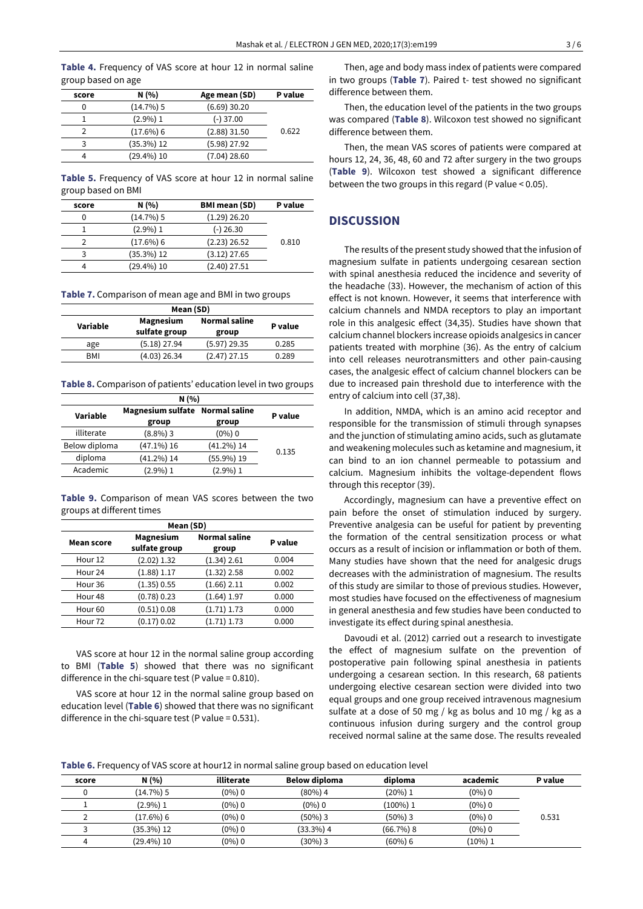**Table 4.** Frequency of VAS score at hour 12 in normal saline group based on age

| score | N (%) | Age mean (SD) | P value |
|---|---|---|---|
| 0 | (14.7%) 5 | (6.69) 30.20 | 0.622 |
| 1 | (2.9%) 1 | (-) 37.00 | |
| 2 | (17.6%) 6 | (2.88) 31.50 | |
| 3 | (35.3%) 12 | (5.98) 27.92 | |
| 4 | (29.4%) 10 | (7.04) 28.60 | |

**Table 5.** Frequency of VAS score at hour 12 in normal saline group based on BMI

| score | N (%) | BMI mean (SD) | P value |
|---|---|---|---|
| 0 | (14.7%) 5 | (1.29) 26.20 | 0.810 |
| 1 | (2.9%) 1 | (-) 26.30 | |
| 2 | (17.6%) 6 | (2.23) 26.52 | |
| 3 | (35.3%) 12 | (3.12) 27.65 | |
| 4 | (29.4%) 10 | (2.40) 27.51 | |

**Table 7.** Comparison of mean age and BMI in two groups

| Variable | Mean (SD) | | P value |
|---|---|---|---|
| | Magnesium sulfate group | Normal saline group | |
| age | (5.18) 27.94 | (5.97) 29.35 | 0.285 |
| BMI | (4.03) 26.34 | (2.47) 27.15 | 0.289 |

**Table 8.** Comparison of patients' education level in two groups

| Variable | N (%) | | P value |
|---|---|---|---|
| | Magnesium sulfate group | Normal saline group | |
| illiterate | (8.8%) 3 | (0%) 0 | 0.135 |
| Below diploma | (47.1%) 16 | (41.2%) 14 | |
| diploma | (41.2%) 14 | (55.9%) 19 | |
| Academic | (2.9%) 1 | (2.9%) 1 | |

**Table 9.** Comparison of mean VAS scores between the two groups at different times

| Mean score | Mean (SD) | | P value |
|---|---|---|---|
| | Magnesium sulfate group | Normal saline group | |
| Hour 12 | (2.02) 1.32 | (1.34) 2.61 | 0.004 |
| Hour 24 | (1.88) 1.17 | (1.32) 2.58 | 0.002 |
| Hour 36 | (1.35) 0.55 | (1.66) 2.11 | 0.002 |
| Hour 48 | (0.78) 0.23 | (1.64) 1.97 | 0.000 |
| Hour 60 | (0.51) 0.08 | (1.71) 1.73 | 0.000 |
| Hour 72 | (0.17) 0.02 | (1.71) 1.73 | 0.000 |

VAS score at hour 12 in the normal saline group according to BMI (**Table 5**) showed that there was no significant difference in the chi-square test (P value = 0.810).

VAS score at hour 12 in the normal saline group based on education level (**Table 6**) showed that there was no significant difference in the chi-square test (P value = 0.531).

Then, age and body mass index of patients were compared in two groups (**Table 7**). Paired t- test showed no significant difference between them.

Then, the education level of the patients in the two groups was compared (**Table 8**). Wilcoxon test showed no significant difference between them.

Then, the mean VAS scores of patients were compared at hours 12, 24, 36, 48, 60 and 72 after surgery in the two groups (**Table 9**). Wilcoxon test showed a significant difference between the two groups in this regard (P value < 0.05).

## DISCUSSION

The results of the present study showed that the infusion of magnesium sulfate in patients undergoing cesarean section with spinal anesthesia reduced the incidence and severity of the headache (33). However, the mechanism of action of this effect is not known. However, it seems that interference with calcium channels and NMDA receptors to play an important role in this analgesic effect (34,35). Studies have shown that calcium channel blockers increase opioids analgesics in cancer patients treated with morphine (36). As the entry of calcium into cell releases neurotransmitters and other pain-causing cases, the analgesic effect of calcium channel blockers can be due to increased pain threshold due to interference with the entry of calcium into cell (37,38).

In addition, NMDA, which is an amino acid receptor and responsible for the transmission of stimuli through synapses and the junction of stimulating amino acids, such as glutamate and weakening molecules such as ketamine and magnesium, it can bind to an ion channel permeable to potassium and calcium. Magnesium inhibits the voltage-dependent flows through this receptor (39).

Accordingly, magnesium can have a preventive effect on pain before the onset of stimulation induced by surgery. Preventive analgesia can be useful for patient by preventing the formation of the central sensitization process or what occurs as a result of incision or inflammation or both of them. Many studies have shown that the need for analgesic drugs decreases with the administration of magnesium. The results of this study are similar to those of previous studies. However, most studies have focused on the effectiveness of magnesium in general anesthesia and few studies have been conducted to investigate its effect during spinal anesthesia.

Davoudi et al. (2012) carried out a research to investigate the effect of magnesium sulfate on the prevention of postoperative pain following spinal anesthesia in patients undergoing a cesarean section. In this research, 68 patients undergoing elective cesarean section were divided into two equal groups and one group received intravenous magnesium sulfate at a dose of 50 mg / kg as bolus and 10 mg / kg as a continuous infusion during surgery and the control group received normal saline at the same dose. The results revealed

**Table 6.** Frequency of VAS score at hour12 in normal saline group based on education level

| score | N (%) | illiterate | Below diploma | diploma | academic | P value |
|---|---|---|---|---|---|---|
| 0 | (14.7%) 5 | (0%) 0 | (80%) 4 | (20%) 1 | (0%) 0 | 0.531 |
| 1 | (2.9%) 1 | (0%) 0 | (0%) 0 | (100%) 1 | (0%) 0 | |
| 2 | (17.6%) 6 | (0%) 0 | (50%) 3 | (50%) 3 | (0%) 0 | |
| 3 | (35.3%) 12 | (0%) 0 | (33.3%) 4 | (66.7%) 8 | (0%) 0 | |
| 4 | (29.4%) 10 | (0%) 0 | (30%) 3 | (60%) 6 | (10%) 1 | |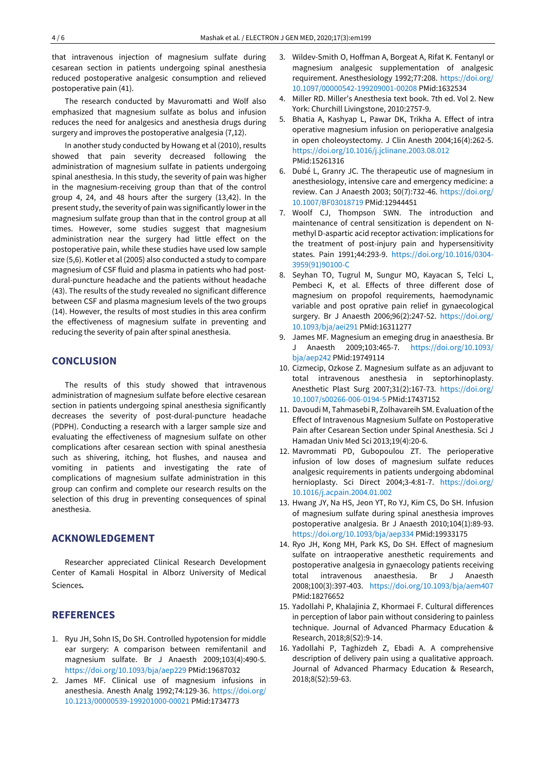that intravenous injection of magnesium sulfate during cesarean section in patients undergoing spinal anesthesia reduced postoperative analgesic consumption and relieved postoperative pain (41).

The research conducted by Mavuromatti and Wolf also emphasized that magnesium sulfate as bolus and infusion reduces the need for analgesics and anesthesia drugs during surgery and improves the postoperative analgesia (7,12).

In another study conducted by Howang et al (2010), results showed that pain severity decreased following the administration of magnesium sulfate in patients undergoing spinal anesthesia. In this study, the severity of pain was higher in the magnesium-receiving group than that of the control group 4, 24, and 48 hours after the surgery (13,42). In the present study, the severity of pain was significantly lower in the magnesium sulfate group than that in the control group at all times. However, some studies suggest that magnesium administration near the surgery had little effect on the postoperative pain, while these studies have used low sample size (5,6). Kotler et al (2005) also conducted a study to compare magnesium of CSF fluid and plasma in patients who had post-dural-puncture headache and the patients without headache (43). The results of the study revealed no significant difference between CSF and plasma magnesium levels of the two groups (14). However, the results of most studies in this area confirm the effectiveness of magnesium sulfate in preventing and reducing the severity of pain after spinal anesthesia.

## CONCLUSION

The results of this study showed that intravenous administration of magnesium sulfate before elective cesarean section in patients undergoing spinal anesthesia significantly decreases the severity of post-dural-puncture headache (PDPH). Conducting a research with a larger sample size and evaluating the effectiveness of magnesium sulfate on other complications after cesarean section with spinal anesthesia such as shivering, itching, hot flushes, and nausea and vomiting in patients and investigating the rate of complications of magnesium sulfate administration in this group can confirm and complete our research results on the selection of this drug in preventing consequences of spinal anesthesia.

## ACKNOWLEDGEMENT

Researcher appreciated Clinical Research Development Center of Kamali Hospital in Alborz University of Medical Sciences**.**

## REFERENCES

1. Ryu JH, Sohn IS, Do SH. Controlled hypotension for middle ear surgery: A comparison between remifentanil and magnesium sulfate. Br J Anaesth 2009;103(4):490-5. https://doi.org/10.1093/bja/aep229 PMid:19687032
2. James MF. Clinical use of magnesium infusions in anesthesia. Anesth Analg 1992;74:129-36. https://doi.org/10.1213/00000539-199201000-00021 PMid:1734773
3. Wildev-Smith O, Hoffman A, Borgeat A, Rifat K. Fentanyl or magnesium analgesic supplementation of analgesic requirement. Anesthesiology 1992;77:208. https://doi.org/10.1097/00000542-199209001-00208 PMid:1632534
4. Miller RD. Miller's Anesthesia text book. 7th ed. Vol 2. New York: Churchill Livingstone, 2010:2757-9.
5. Bhatia A, Kashyap L, Pawar DK, Trikha A. Effect of intra operative magnesium infusion on perioperative analgesia in open choleoystectomy. J Clin Anesth 2004;16(4):262-5. https://doi.org/10.1016/j.jclinane.2003.08.012 PMid:15261316
6. Dubé L, Granry JC. The therapeutic use of magnesium in anesthesiology, intensive care and emergency medicine: a review. Can J Anaesth 2003; 50(7):732-46. https://doi.org/10.1007/BF03018719 PMid:12944451
7. Woolf CJ, Thompson SWN. The introduction and maintenance of central sensitization is dependent on N-methyl D-aspartic acid receptor activation: implications for the treatment of post-injury pain and hypersensitivity states. Pain 1991;44:293-9. https://doi.org/10.1016/0304-3959(91)90100-C
8. Seyhan TO, Tugrul M, Sungur MO, Kayacan S, Telci L, Pembeci K, et al. Effects of three different dose of magnesium on propofol requirements, haemodynamic variable and post oprative pain relief in gynaecological surgery. Br J Anaesth 2006;96(2):247-52. https://doi.org/10.1093/bja/aei291 PMid:16311277
9. James MF. Magnesium an emeging drug in anaesthesia. Br J Anaesth 2009;103:465-7. https://doi.org/10.1093/bja/aep242 PMid:19749114
10. Cizmecip, Ozkose Z. Magnesium sulfate as an adjuvant to total intravenous anesthesia in septorhinoplasty. Anesthetic Plast Surg 2007;31(2):167-73. https://doi.org/10.1007/s00266-006-0194-5 PMid:17437152
11. Davoudi M, Tahmasebi R, Zolhavareih SM. Evaluation of the Effect of Intravenous Magnesium Sulfate on Postoperative Pain after Cesarean Section under Spinal Anesthesia. Sci J Hamadan Univ Med Sci 2013;19(4):20-6.
12. Mavrommati PD, Gubopoulou ZT. The perioperative infusion of low doses of magnesium sulfate reduces analgesic requirements in patients undergoing abdominal hernioplasty. Sci Direct 2004;3-4:81-7. https://doi.org/10.1016/j.acpain.2004.01.002
13. Hwang JY, Na HS, Jeon YT, Ro YJ, Kim CS, Do SH. Infusion of magnesium sulfate during spinal anesthesia improves postoperative analgesia. Br J Anaesth 2010;104(1):89-93. https://doi.org/10.1093/bja/aep334 PMid:19933175
14. Ryo JH, Kong MH, Park KS, Do SH. Effect of magnesium sulfate on intraoperative anesthetic requirements and postoperative analgesia in gynaecology patients receiving total intravenous anaesthesia. Br J Anaesth 2008;100(3):397-403. https://doi.org/10.1093/bja/aem407 PMid:18276652
15. Yadollahi P, Khalajinia Z, Khormaei F. Cultural differences in perception of labor pain without considering to painless technique. Journal of Advanced Pharmacy Education & Research, 2018;8(S2):9-14.
16. Yadollahi P, Taghizdeh Z, Ebadi A. A comprehensive description of delivery pain using a qualitative approach. Journal of Advanced Pharmacy Education & Research, 2018;8(S2):59-63.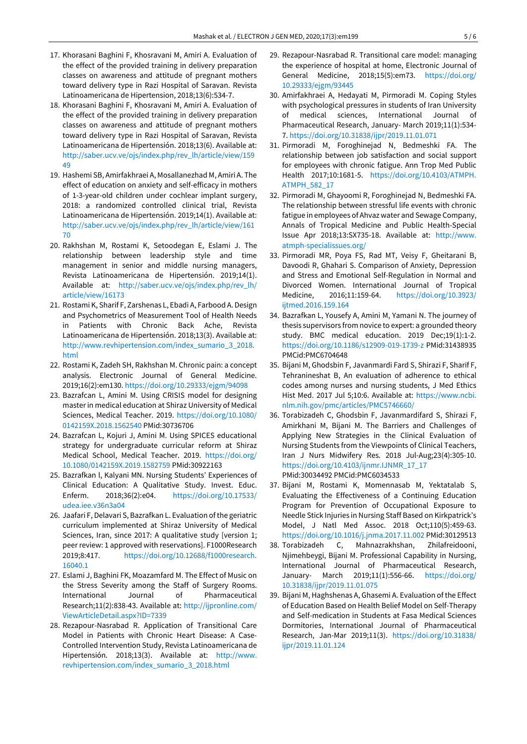17. Khorasani Baghini F, Khosravani M, Amiri A. Evaluation of the effect of the provided training in delivery preparation classes on awareness and attitude of pregnant mothers toward delivery type in Razi Hospital of Saravan. Revista Latinoamericana de Hipertension, 2018;13(6):534-7.
18. Khorasani Baghini F, Khosravani M, Amiri A. Evaluation of the effect of the provided training in delivery preparation classes on awareness and attitude of pregnant mothers toward delivery type in Razi Hospital of Saravan, Revista Latinoamericana de Hipertensión. 2018;13(6). Available at: http://saber.ucv.ve/ojs/index.php/rev_lh/article/view/15949
19. Hashemi SB, Amirfakhraei A, Mosallanezhad M, Amiri A. The effect of education on anxiety and self-efficacy in mothers of 1-3-year-old children under cochlear implant surgery, 2018: a randomized controlled clinical trial, Revista Latinoamericana de Hipertensión. 2019;14(1). Available at: http://saber.ucv.ve/ojs/index.php/rev_lh/article/view/16170
20. Rakhshan M, Rostami K, Setoodegan E, Eslami J. The relationship between leadership style and time management in senior and middle nursing managers, Revista Latinoamericana de Hipertensión. 2019;14(1). Available at: http://saber.ucv.ve/ojs/index.php/rev_lh/article/view/16173
21. Rostami K, Sharif F, Zarshenas L, Ebadi A, Farbood A. Design and Psychometrics of Measurement Tool of Health Needs in Patients with Chronic Back Ache, Revista Latinoamericana de Hipertensión. 2018;13(3). Available at: http://www.revhipertension.com/index_sumario_3_2018.html
22. Rostami K, Zadeh SH, Rakhshan M. Chronic pain: a concept analysis. Electronic Journal of General Medicine. 2019;16(2):em130. https://doi.org/10.29333/ejgm/94098
23. Bazrafcan L, Amini M. Using CRISIS model for designing master in medical education at Shiraz University of Medical Sciences, Medical Teacher. 2019. https://doi.org/10.1080/0142159X.2018.1562540 PMid:30736706
24. Bazrafcan L, Kojuri J, Amini M. Using SPICES educational strategy for undergraduate curricular reform at Shiraz Medical School, Medical Teacher. 2019. https://doi.org/10.1080/0142159X.2019.1582759 PMid:30922163
25. Bazrafkan l, Kalyani MN. Nursing Students' Experiences of Clinical Education: A Qualitative Study. Invest. Educ. Enferm. 2018;36(2):e04. https://doi.org/10.17533/udea.iee.v36n3a04
26. Jaafari F, Delavari S, Bazrafkan L. Evaluation of the geriatric curriculum implemented at Shiraz University of Medical Sciences, Iran, since 2017: A qualitative study [version 1; peer review: 1 approved with reservations]. F1000Research 2019;8:417. https://doi.org/10.12688/f1000research.16040.1
27. Eslami J, Baghini FK, Moazamfard M. The Effect of Music on the Stress Severity among the Staff of Surgery Rooms. International Journal of Pharmaceutical Research;11(2):838-43. Available at: http://ijpronline.com/ViewArticleDetail.aspx?ID=7339
28. Rezapour-Nasrabad R. Application of Transitional Care Model in Patients with Chronic Heart Disease: A Case-Controlled Intervention Study, Revista Latinoamericana de Hipertensión. 2018;13(3). Available at: http://www.revhipertension.com/index_sumario_3_2018.html
29. Rezapour-Nasrabad R. Transitional care model: managing the experience of hospital at home, Electronic Journal of General Medicine, 2018;15(5):em73. https://doi.org/10.29333/ejgm/93445
30. Amirfakhraei A, Hedayati M, Pirmoradi M. Coping Styles with psychological pressures in students of Iran University of medical sciences, International Journal of Pharmaceutical Research, January- March 2019;11(1):534-7. https://doi.org/10.31838/ijpr/2019.11.01.071
31. Pirmoradi M, Foroghinejad N, Bedmeshki FA. The relationship between job satisfaction and social support for employees with chronic fatigue. Ann Trop Med Public Health 2017;10:1681-5. https://doi.org/10.4103/ATMPH.ATMPH_582_17
32. Pirmoradi M, Ghayoomi R, Foroghinejad N, Bedmeshki FA. The relationship between stressful life events with chronic fatigue in employees of Ahvaz water and Sewage Company, Annals of Tropical Medicine and Public Health-Special Issue Apr 2018;13:SX735-18. Available at: http://www.atmph-specialissues.org/
33. Pirmoradi MR, Poya FS, Rad MT, Veisy F, Gheitarani B, Davoodi R, Ghahari S. Comparison of Anxiety, Depression and Stress and Emotional Self-Regulation in Normal and Divorced Women. International Journal of Tropical Medicine, 2016;11:159-64. https://doi.org/10.3923/ijtmed.2016.159.164
34. Bazrafkan L, Yousefy A, Amini M, Yamani N. The journey of thesis supervisors from novice to expert: a grounded theory study. BMC medical education. 2019 Dec;19(1):1-2. https://doi.org/10.1186/s12909-019-1739-z PMid:31438935 PMCid:PMC6704648
35. Bijani M, Ghodsbin F, Javanmardi Fard S, Shirazi F, Sharif F, Tehranineshat B, An evaluation of adherence to ethical codes among nurses and nursing students, J Med Ethics Hist Med. 2017 Jul 5;10:6. Available at: https://www.ncbi.nlm.nih.gov/pmc/articles/PMC5746660/
36. Torabizadeh C, Ghodsbin F, Javanmardifard S, Shirazi F, Amirkhani M, Bijani M. The Barriers and Challenges of Applying New Strategies in the Clinical Evaluation of Nursing Students from the Viewpoints of Clinical Teachers, Iran J Nurs Midwifery Res. 2018 Jul-Aug;23(4):305-10. https://doi.org/10.4103/ijnmr.IJNMR_17_17 PMid:30034492 PMCid:PMC6034533
37. Bijani M, Rostami K, Momennasab M, Yektatalab S, Evaluating the Effectiveness of a Continuing Education Program for Prevention of Occupational Exposure to Needle Stick Injuries in Nursing Staff Based on Kirkpatrick's Model, J Natl Med Assoc. 2018 Oct;110(5):459-63. https://doi.org/10.1016/j.jnma.2017.11.002 PMid:30129513
38. Torabizadeh C, Mahnazrakhshan, Zhilafreidooni, Njimehbeygi, Bijani M. Professional Capability in Nursing, International Journal of Pharmaceutical Research, January- March 2019;11(1):556-66. https://doi.org/10.31838/ijpr/2019.11.01.075
39. Bijani M, Haghshenas A, Ghasemi A. Evaluation of the Effect of Education Based on Health Belief Model on Self-Therapy and Self-medication in Students at Fasa Medical Sciences Dormitories, International Journal of Pharmaceutical Research, Jan-Mar 2019;11(3). https://doi.org/10.31838/ijpr/2019.11.01.124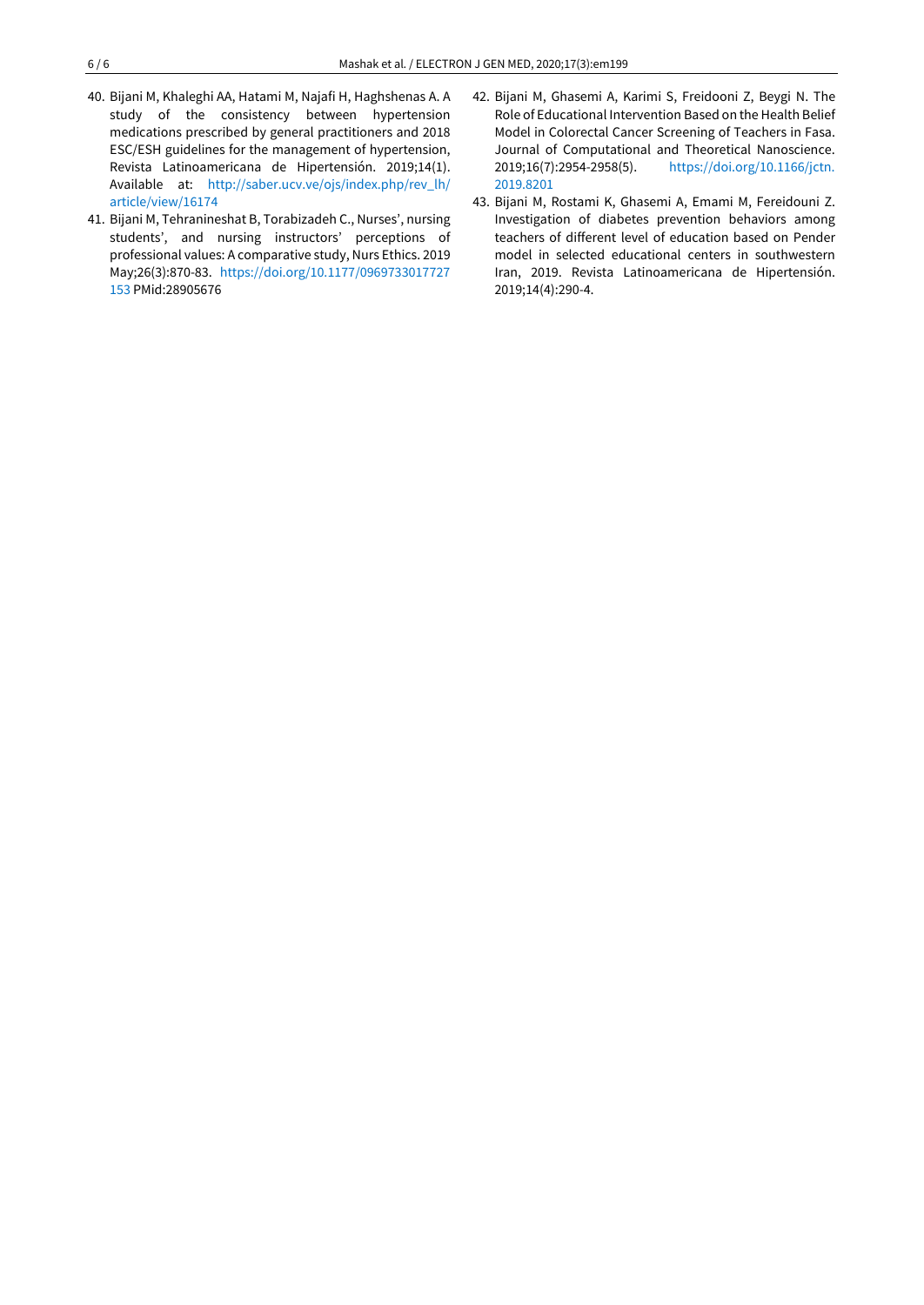40. Bijani M, Khaleghi AA, Hatami M, Najafi H, Haghshenas A. A study of the consistency between hypertension medications prescribed by general practitioners and 2018 ESC/ESH guidelines for the management of hypertension, Revista Latinoamericana de Hipertensión. 2019;14(1). Available at: http://saber.ucv.ve/ojs/index.php/rev_lh/article/view/16174
41. Bijani M, Tehranineshat B, Torabizadeh C., Nurses', nursing students', and nursing instructors' perceptions of professional values: A comparative study, Nurs Ethics. 2019 May;26(3):870-83. https://doi.org/10.1177/0969733017727153 PMid:28905676
42. Bijani M, Ghasemi A, Karimi S, Freidooni Z, Beygi N. The Role of Educational Intervention Based on the Health Belief Model in Colorectal Cancer Screening of Teachers in Fasa. Journal of Computational and Theoretical Nanoscience. 2019;16(7):2954-2958(5). https://doi.org/10.1166/jctn.2019.8201
43. Bijani M, Rostami K, Ghasemi A, Emami M, Fereidouni Z. Investigation of diabetes prevention behaviors among teachers of different level of education based on Pender model in selected educational centers in southwestern Iran, 2019. Revista Latinoamericana de Hipertensión. 2019;14(4):290-4.